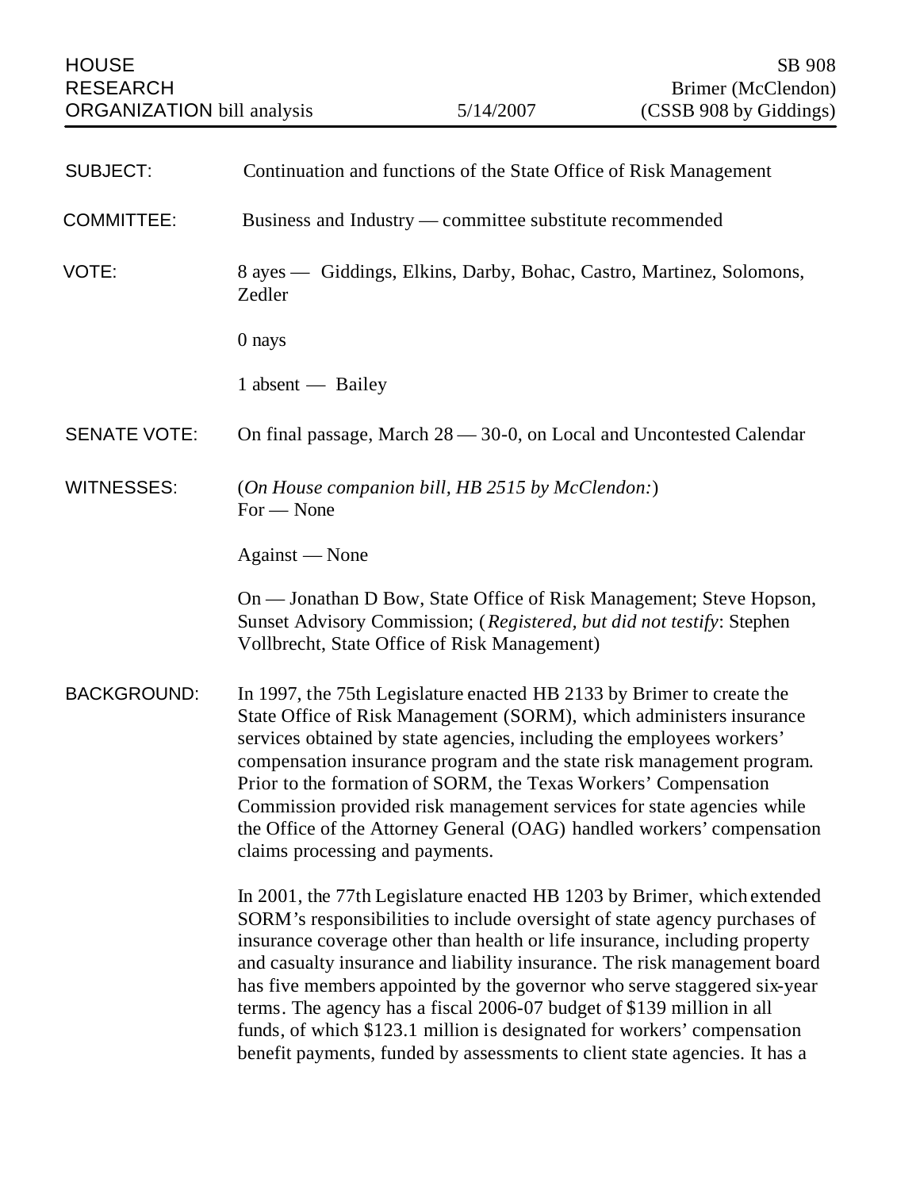HOUSE RESEARCH ORGANIZATION bill analysis | 5/14/2007 | SB 908 Brimer (McClendon) (CSSB 908 by Giddings)

**SUBJECT:** Continuation and functions of the State Office of Risk Management

**COMMITTEE:** Business and Industry — committee substitute recommended

**VOTE:** 8 ayes — Giddings, Elkins, Darby, Bohac, Castro, Martinez, Solomons, Zedler

0 nays

1 absent — Bailey

**SENATE VOTE:** On final passage, March 28 — 30-0, on Local and Uncontested Calendar

**WITNESSES:** (*On House companion bill, HB 2515 by McClendon:*)
For — None

Against — None

On — Jonathan D Bow, State Office of Risk Management; Steve Hopson, Sunset Advisory Commission; (*Registered, but did not testify*: Stephen Vollbrecht, State Office of Risk Management)

**BACKGROUND:** In 1997, the 75th Legislature enacted HB 2133 by Brimer to create the State Office of Risk Management (SORM), which administers insurance services obtained by state agencies, including the employees workers' compensation insurance program and the state risk management program. Prior to the formation of SORM, the Texas Workers' Compensation Commission provided risk management services for state agencies while the Office of the Attorney General (OAG) handled workers' compensation claims processing and payments.

In 2001, the 77th Legislature enacted HB 1203 by Brimer, which extended SORM's responsibilities to include oversight of state agency purchases of insurance coverage other than health or life insurance, including property and casualty insurance and liability insurance. The risk management board has five members appointed by the governor who serve staggered six-year terms. The agency has a fiscal 2006-07 budget of $139 million in all funds, of which $123.1 million is designated for workers' compensation benefit payments, funded by assessments to client state agencies. It has a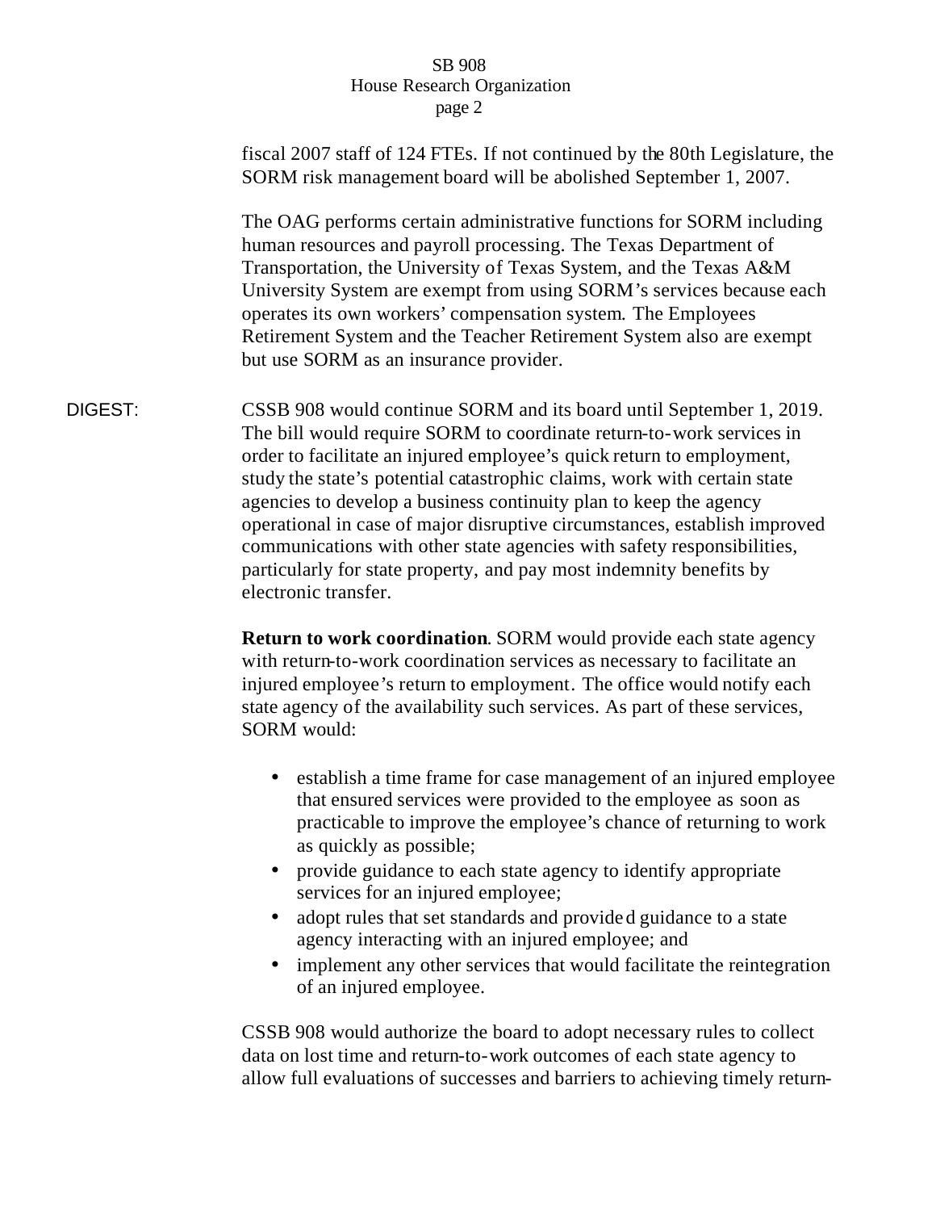fiscal 2007 staff of 124 FTEs. If not continued by the 80th Legislature, the SORM risk management board will be abolished September 1, 2007.

The OAG performs certain administrative functions for SORM including human resources and payroll processing. The Texas Department of Transportation, the University of Texas System, and the Texas A&M University System are exempt from using SORM's services because each operates its own workers' compensation system. The Employees Retirement System and the Teacher Retirement System also are exempt but use SORM as an insurance provider.

DIGEST: CSSB 908 would continue SORM and its board until September 1, 2019. The bill would require SORM to coordinate return-to-work services in order to facilitate an injured employee's quick return to employment, study the state's potential catastrophic claims, work with certain state agencies to develop a business continuity plan to keep the agency operational in case of major disruptive circumstances, establish improved communications with other state agencies with safety responsibilities, particularly for state property, and pay most indemnity benefits by electronic transfer.

**Return to work coordination**. SORM would provide each state agency with return-to-work coordination services as necessary to facilitate an injured employee's return to employment. The office would notify each state agency of the availability such services. As part of these services, SORM would:

- establish a time frame for case management of an injured employee that ensured services were provided to the employee as soon as practicable to improve the employee's chance of returning to work as quickly as possible;
- provide guidance to each state agency to identify appropriate services for an injured employee;
- adopt rules that set standards and provided guidance to a state agency interacting with an injured employee; and
- implement any other services that would facilitate the reintegration of an injured employee.

CSSB 908 would authorize the board to adopt necessary rules to collect data on lost time and return-to-work outcomes of each state agency to allow full evaluations of successes and barriers to achieving timely return-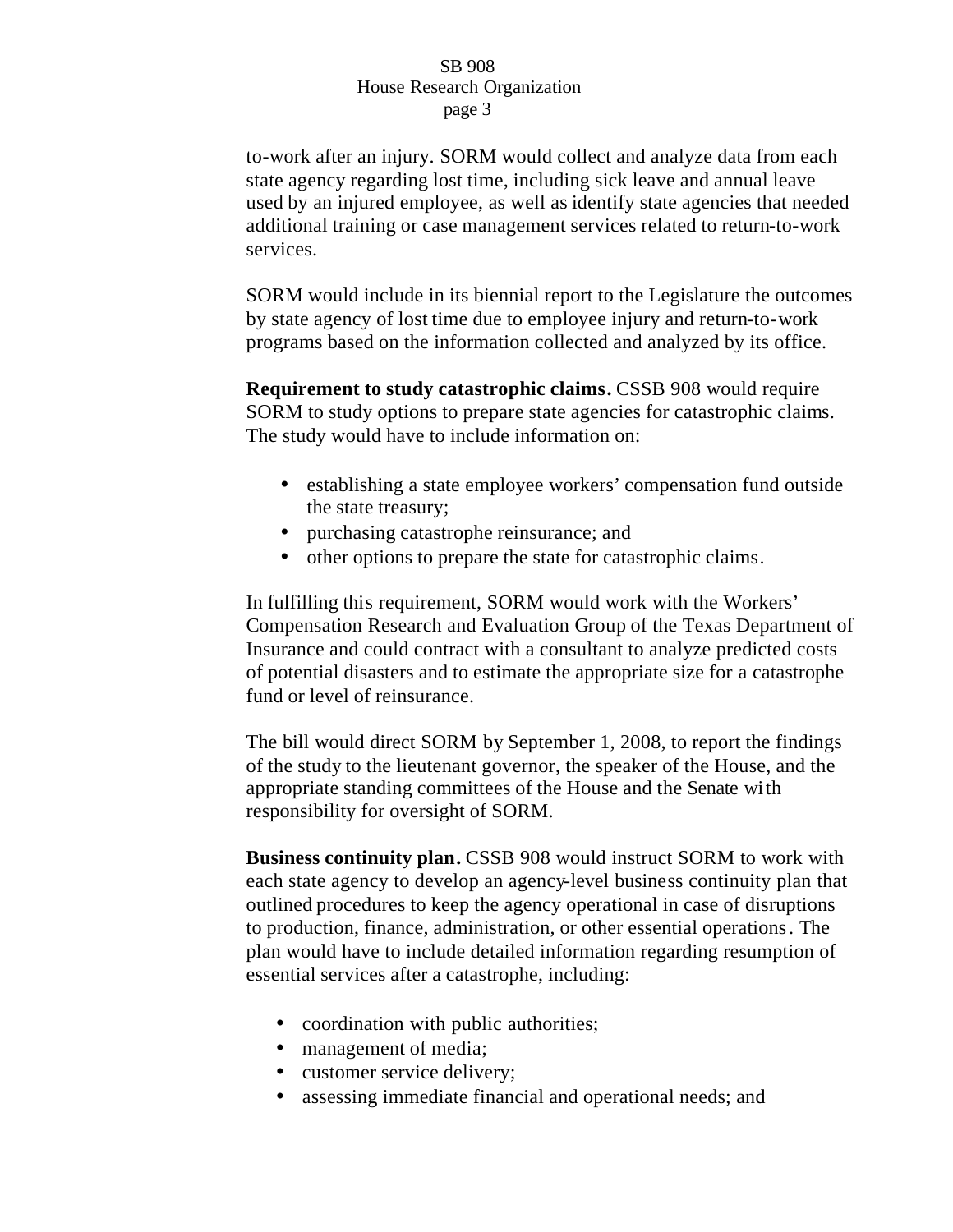to-work after an injury. SORM would collect and analyze data from each state agency regarding lost time, including sick leave and annual leave used by an injured employee, as well as identify state agencies that needed additional training or case management services related to return-to-work services.

SORM would include in its biennial report to the Legislature the outcomes by state agency of lost time due to employee injury and return-to-work programs based on the information collected and analyzed by its office.

**Requirement to study catastrophic claims.** CSSB 908 would require SORM to study options to prepare state agencies for catastrophic claims. The study would have to include information on:

- establishing a state employee workers' compensation fund outside the state treasury;
- purchasing catastrophe reinsurance; and
- other options to prepare the state for catastrophic claims.

In fulfilling this requirement, SORM would work with the Workers' Compensation Research and Evaluation Group of the Texas Department of Insurance and could contract with a consultant to analyze predicted costs of potential disasters and to estimate the appropriate size for a catastrophe fund or level of reinsurance.

The bill would direct SORM by September 1, 2008, to report the findings of the study to the lieutenant governor, the speaker of the House, and the appropriate standing committees of the House and the Senate with responsibility for oversight of SORM.

**Business continuity plan.** CSSB 908 would instruct SORM to work with each state agency to develop an agency-level business continuity plan that outlined procedures to keep the agency operational in case of disruptions to production, finance, administration, or other essential operations. The plan would have to include detailed information regarding resumption of essential services after a catastrophe, including:

- coordination with public authorities;
- management of media;
- customer service delivery;
- assessing immediate financial and operational needs; and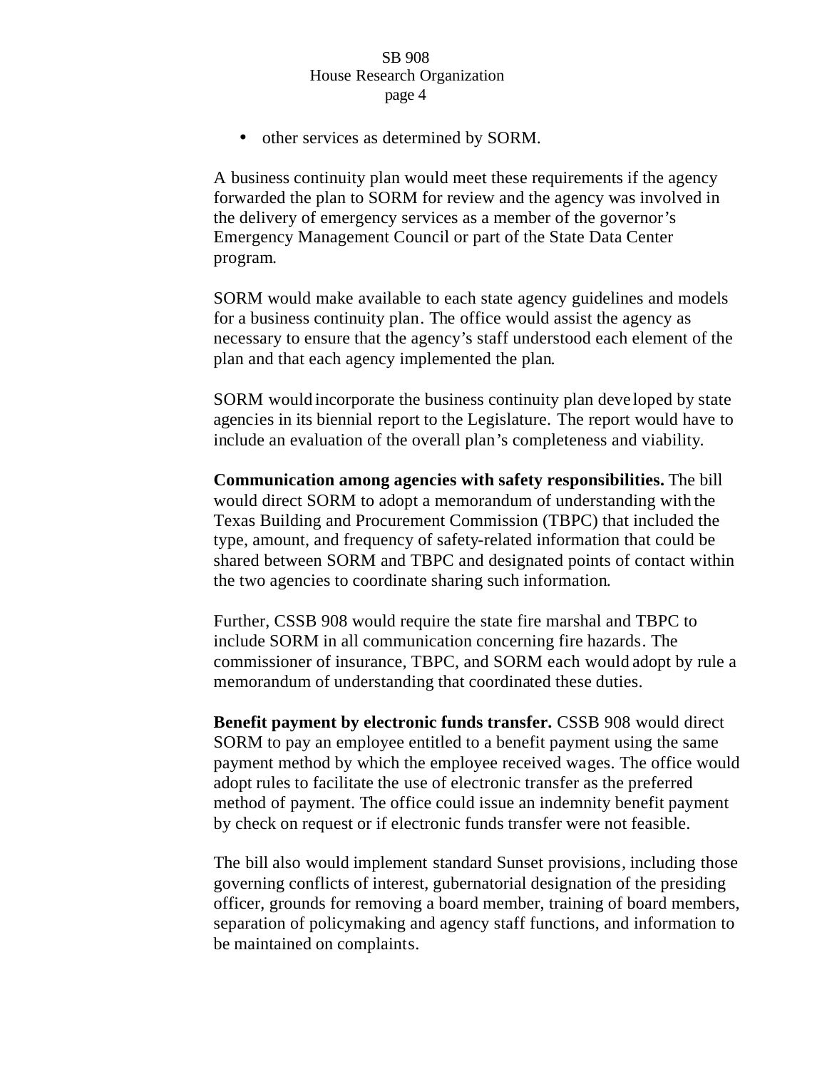- other services as determined by SORM.

A business continuity plan would meet these requirements if the agency forwarded the plan to SORM for review and the agency was involved in the delivery of emergency services as a member of the governor's Emergency Management Council or part of the State Data Center program.

SORM would make available to each state agency guidelines and models for a business continuity plan. The office would assist the agency as necessary to ensure that the agency's staff understood each element of the plan and that each agency implemented the plan.

SORM would incorporate the business continuity plan developed by state agencies in its biennial report to the Legislature. The report would have to include an evaluation of the overall plan's completeness and viability.

**Communication among agencies with safety responsibilities.** The bill would direct SORM to adopt a memorandum of understanding with the Texas Building and Procurement Commission (TBPC) that included the type, amount, and frequency of safety-related information that could be shared between SORM and TBPC and designated points of contact within the two agencies to coordinate sharing such information.

Further, CSSB 908 would require the state fire marshal and TBPC to include SORM in all communication concerning fire hazards. The commissioner of insurance, TBPC, and SORM each would adopt by rule a memorandum of understanding that coordinated these duties.

**Benefit payment by electronic funds transfer.** CSSB 908 would direct SORM to pay an employee entitled to a benefit payment using the same payment method by which the employee received wages. The office would adopt rules to facilitate the use of electronic transfer as the preferred method of payment. The office could issue an indemnity benefit payment by check on request or if electronic funds transfer were not feasible.

The bill also would implement standard Sunset provisions, including those governing conflicts of interest, gubernatorial designation of the presiding officer, grounds for removing a board member, training of board members, separation of policymaking and agency staff functions, and information to be maintained on complaints.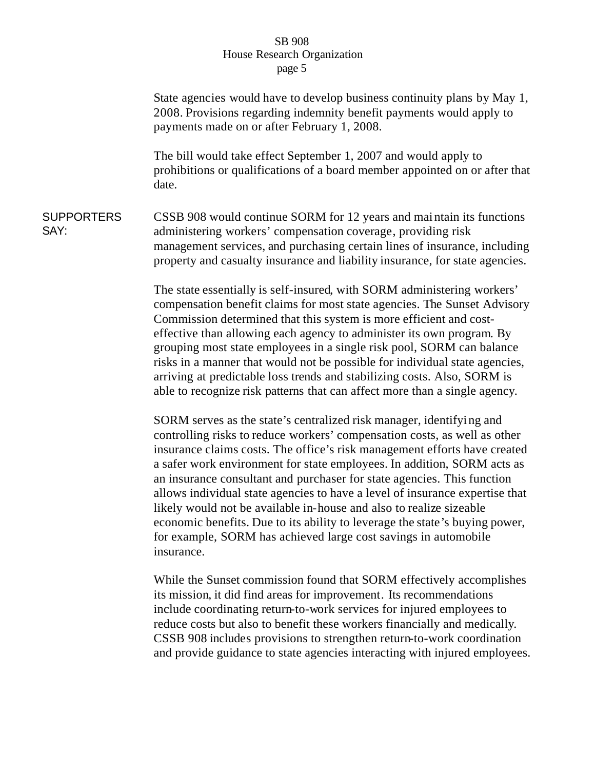State agencies would have to develop business continuity plans by May 1, 2008. Provisions regarding indemnity benefit payments would apply to payments made on or after February 1, 2008.

The bill would take effect September 1, 2007 and would apply to prohibitions or qualifications of a board member appointed on or after that date.

**SUPPORTERS SAY:**

CSSB 908 would continue SORM for 12 years and maintain its functions administering workers' compensation coverage, providing risk management services, and purchasing certain lines of insurance, including property and casualty insurance and liability insurance, for state agencies.

The state essentially is self-insured, with SORM administering workers' compensation benefit claims for most state agencies. The Sunset Advisory Commission determined that this system is more efficient and cost-effective than allowing each agency to administer its own program. By grouping most state employees in a single risk pool, SORM can balance risks in a manner that would not be possible for individual state agencies, arriving at predictable loss trends and stabilizing costs. Also, SORM is able to recognize risk patterns that can affect more than a single agency.

SORM serves as the state's centralized risk manager, identifying and controlling risks to reduce workers' compensation costs, as well as other insurance claims costs. The office's risk management efforts have created a safer work environment for state employees. In addition, SORM acts as an insurance consultant and purchaser for state agencies. This function allows individual state agencies to have a level of insurance expertise that likely would not be available in-house and also to realize sizeable economic benefits. Due to its ability to leverage the state's buying power, for example, SORM has achieved large cost savings in automobile insurance.

While the Sunset commission found that SORM effectively accomplishes its mission, it did find areas for improvement. Its recommendations include coordinating return-to-work services for injured employees to reduce costs but also to benefit these workers financially and medically. CSSB 908 includes provisions to strengthen return-to-work coordination and provide guidance to state agencies interacting with injured employees.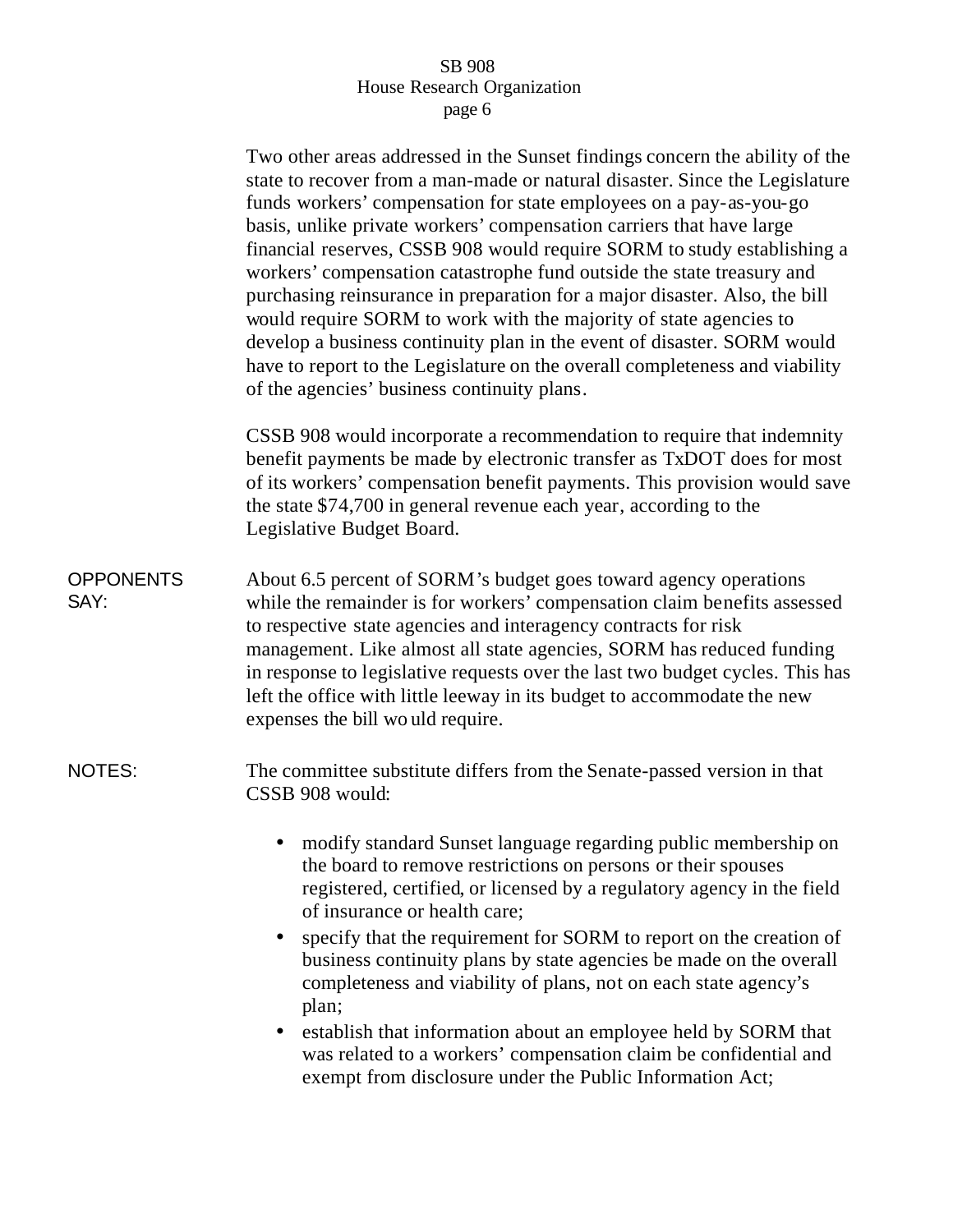Two other areas addressed in the Sunset findings concern the ability of the state to recover from a man-made or natural disaster. Since the Legislature funds workers' compensation for state employees on a pay-as-you-go basis, unlike private workers' compensation carriers that have large financial reserves, CSSB 908 would require SORM to study establishing a workers' compensation catastrophe fund outside the state treasury and purchasing reinsurance in preparation for a major disaster. Also, the bill would require SORM to work with the majority of state agencies to develop a business continuity plan in the event of disaster. SORM would have to report to the Legislature on the overall completeness and viability of the agencies' business continuity plans.

CSSB 908 would incorporate a recommendation to require that indemnity benefit payments be made by electronic transfer as TxDOT does for most of its workers' compensation benefit payments. This provision would save the state $74,700 in general revenue each year, according to the Legislative Budget Board.

**OPPONENTS SAY:**

About 6.5 percent of SORM's budget goes toward agency operations while the remainder is for workers' compensation claim benefits assessed to respective state agencies and interagency contracts for risk management. Like almost all state agencies, SORM has reduced funding in response to legislative requests over the last two budget cycles. This has left the office with little leeway in its budget to accommodate the new expenses the bill would require.

**NOTES:**

The committee substitute differs from the Senate-passed version in that CSSB 908 would:

- modify standard Sunset language regarding public membership on the board to remove restrictions on persons or their spouses registered, certified, or licensed by a regulatory agency in the field of insurance or health care;
- specify that the requirement for SORM to report on the creation of business continuity plans by state agencies be made on the overall completeness and viability of plans, not on each state agency's plan;
- establish that information about an employee held by SORM that was related to a workers' compensation claim be confidential and exempt from disclosure under the Public Information Act;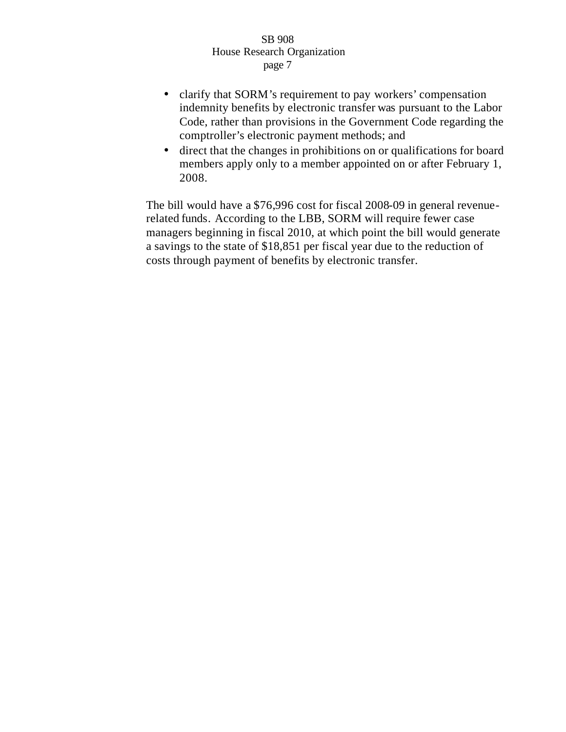- clarify that SORM's requirement to pay workers' compensation indemnity benefits by electronic transfer was pursuant to the Labor Code, rather than provisions in the Government Code regarding the comptroller's electronic payment methods; and
- direct that the changes in prohibitions on or qualifications for board members apply only to a member appointed on or after February 1, 2008.

The bill would have a $76,996 cost for fiscal 2008-09 in general revenue-related funds. According to the LBB, SORM will require fewer case managers beginning in fiscal 2010, at which point the bill would generate a savings to the state of $18,851 per fiscal year due to the reduction of costs through payment of benefits by electronic transfer.